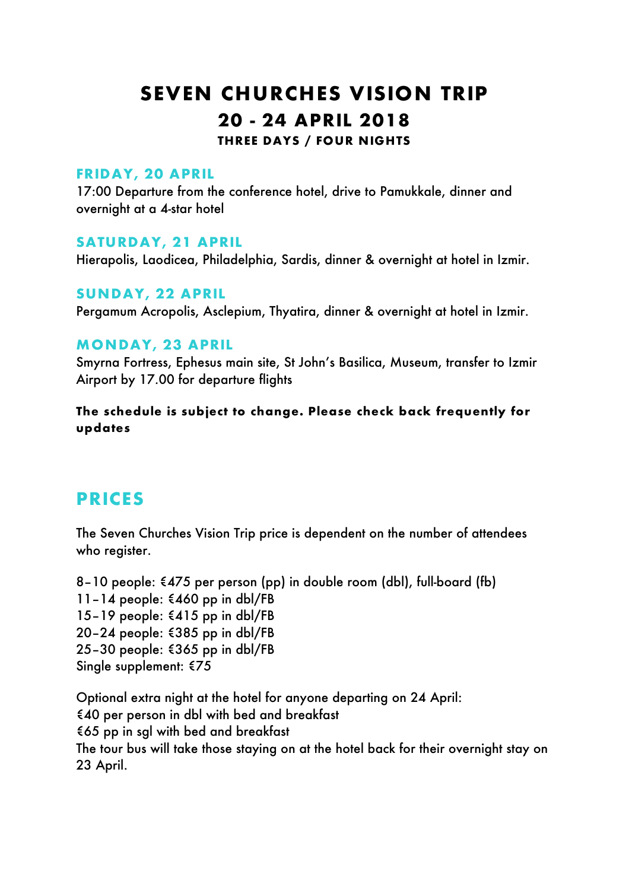# SEVEN CHURCHES VISION TRIP

## 20 - 24 APRIL 2018

### THREE DAYS / FOUR NIGHTS

### FRIDAY, 20 APRIL

17:00 Departure from the conference hotel, drive to Pamukkale, dinner and overnight at a 4-star hotel

### SATURDAY, 21 APRIL

Hierapolis, Laodicea, Philadelphia, Sardis, dinner & overnight at hotel in Izmir.

### SUNDAY, 22 APRIL

Pergamum Acropolis, Asclepium, Thyatira, dinner & overnight at hotel in Izmir.

### MONDAY, 23 APRIL

Smyrna Fortress, Ephesus main site, St John's Basilica, Museum, transfer to Izmir Airport by 17.00 for departure flights

**The schedule is subject to change. Please check back frequently for updates**

## PRICES

The Seven Churches Vision Trip price is dependent on the number of attendees who register.

8–10 people: €475 per person (pp) in double room (dbl), full-board (fb)
11–14 people: €460 pp in dbl/FB
15–19 people: €415 pp in dbl/FB
20–24 people: €385 pp in dbl/FB
25–30 people: €365 pp in dbl/FB
Single supplement: €75

Optional extra night at the hotel for anyone departing on 24 April:
€40 per person in dbl with bed and breakfast
€65 pp in sgl with bed and breakfast
The tour bus will take those staying on at the hotel back for their overnight stay on 23 April.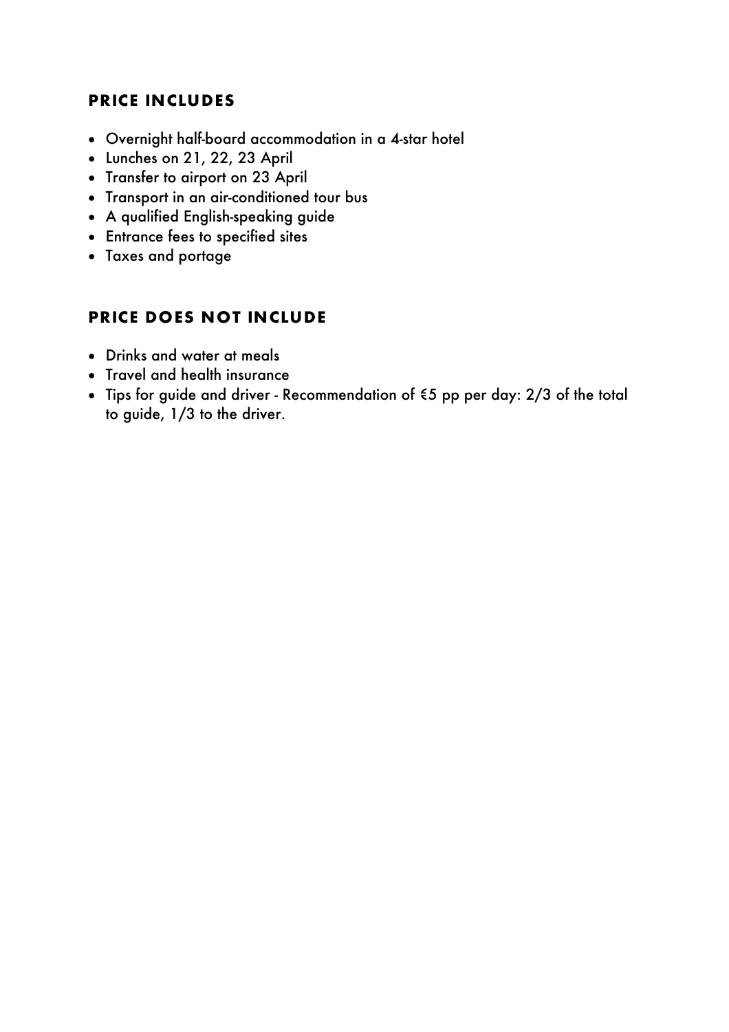## PRICE INCLUDES

- Overnight half-board accommodation in a 4-star hotel
- Lunches on 21, 22, 23 April
- Transfer to airport on 23 April
- Transport in an air-conditioned tour bus
- A qualified English-speaking guide
- Entrance fees to specified sites
- Taxes and portage

## PRICE DOES NOT INCLUDE

- Drinks and water at meals
- Travel and health insurance
- Tips for guide and driver - Recommendation of €5 pp per day: 2/3 of the total to guide, 1/3 to the driver.